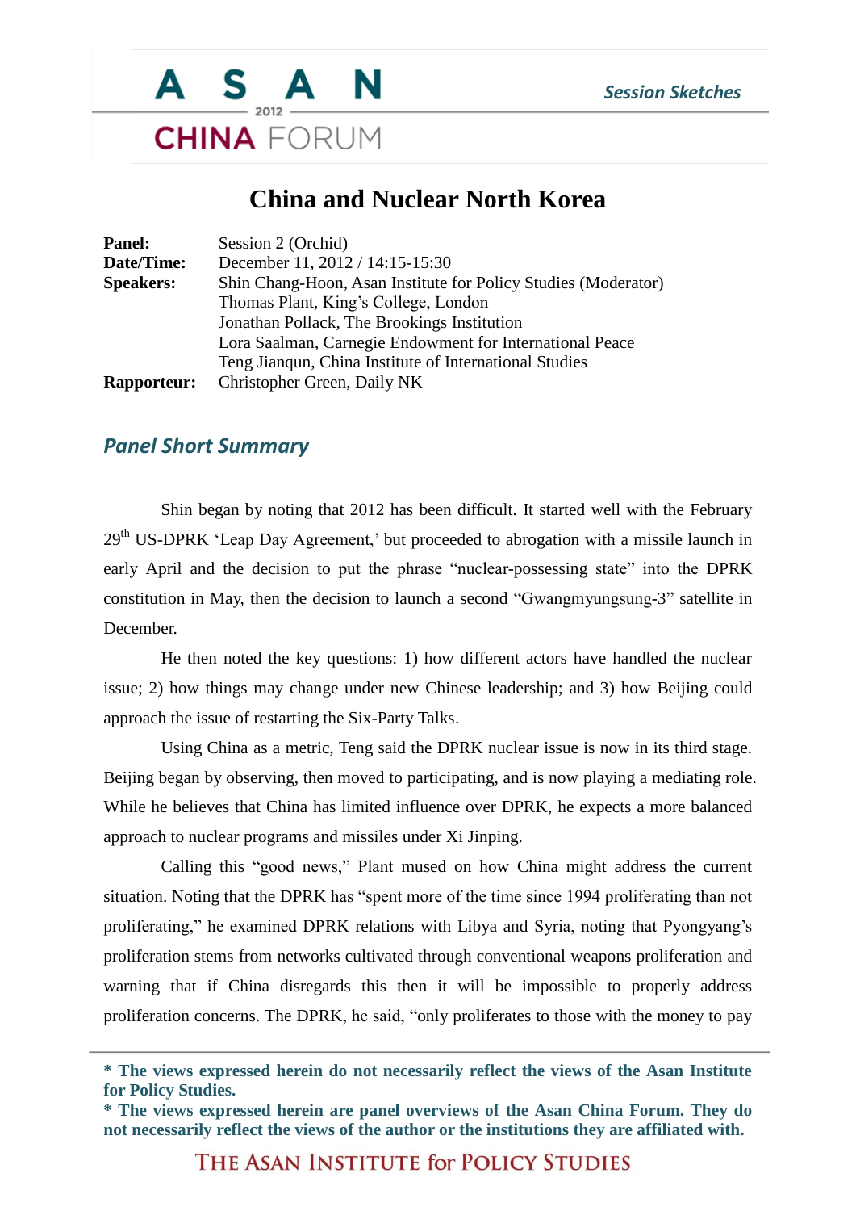# China and Nuclear North Korea

| | |
|---|---|
| **Panel:** | Session 2 (Orchid) |
| **Date/Time:** | December 11, 2012 / 14:15-15:30 |
| **Speakers:** | Shin Chang-Hoon, Asan Institute for Policy Studies (Moderator) |
| | Thomas Plant, King's College, London |
| | Jonathan Pollack, The Brookings Institution |
| | Lora Saalman, Carnegie Endowment for International Peace |
| | Teng Jianqun, China Institute of International Studies |
| **Rapporteur:** | Christopher Green, Daily NK |

## *Panel Short Summary*

Shin began by noting that 2012 has been difficult. It started well with the February 29th US-DPRK 'Leap Day Agreement,' but proceeded to abrogation with a missile launch in early April and the decision to put the phrase "nuclear-possessing state" into the DPRK constitution in May, then the decision to launch a second "Gwangmyungsung-3" satellite in December.

He then noted the key questions: 1) how different actors have handled the nuclear issue; 2) how things may change under new Chinese leadership; and 3) how Beijing could approach the issue of restarting the Six-Party Talks.

Using China as a metric, Teng said the DPRK nuclear issue is now in its third stage. Beijing began by observing, then moved to participating, and is now playing a mediating role. While he believes that China has limited influence over DPRK, he expects a more balanced approach to nuclear programs and missiles under Xi Jinping.

Calling this "good news," Plant mused on how China might address the current situation. Noting that the DPRK has "spent more of the time since 1994 proliferating than not proliferating," he examined DPRK relations with Libya and Syria, noting that Pyongyang's proliferation stems from networks cultivated through conventional weapons proliferation and warning that if China disregards this then it will be impossible to properly address proliferation concerns. The DPRK, he said, "only proliferates to those with the money to pay

**\* The views expressed herein do not necessarily reflect the views of the Asan Institute for Policy Studies.**
**\* The views expressed herein are panel overviews of the Asan China Forum. They do not necessarily reflect the views of the author or the institutions they are affiliated with.**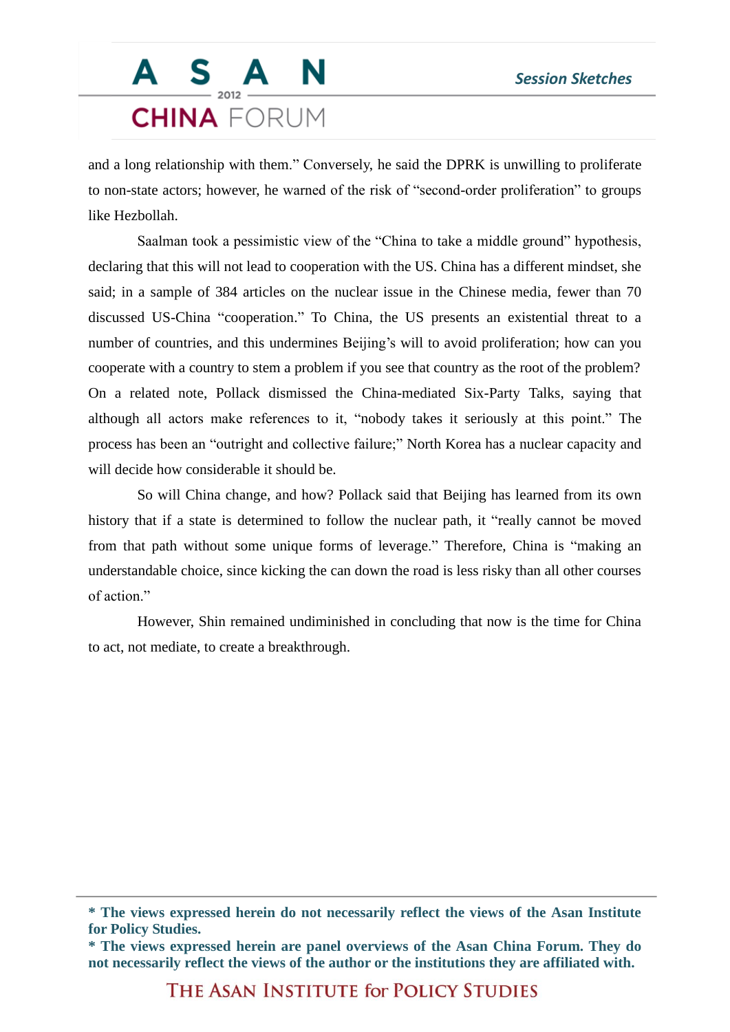and a long relationship with them." Conversely, he said the DPRK is unwilling to proliferate to non-state actors; however, he warned of the risk of "second-order proliferation" to groups like Hezbollah.

Saalman took a pessimistic view of the "China to take a middle ground" hypothesis, declaring that this will not lead to cooperation with the US. China has a different mindset, she said; in a sample of 384 articles on the nuclear issue in the Chinese media, fewer than 70 discussed US-China "cooperation." To China, the US presents an existential threat to a number of countries, and this undermines Beijing's will to avoid proliferation; how can you cooperate with a country to stem a problem if you see that country as the root of the problem? On a related note, Pollack dismissed the China-mediated Six-Party Talks, saying that although all actors make references to it, "nobody takes it seriously at this point." The process has been an "outright and collective failure;" North Korea has a nuclear capacity and will decide how considerable it should be.

So will China change, and how? Pollack said that Beijing has learned from its own history that if a state is determined to follow the nuclear path, it "really cannot be moved from that path without some unique forms of leverage." Therefore, China is "making an understandable choice, since kicking the can down the road is less risky than all other courses of action."

However, Shin remained undiminished in concluding that now is the time for China to act, not mediate, to create a breakthrough.

**\* The views expressed herein do not necessarily reflect the views of the Asan Institute for Policy Studies.**
**\* The views expressed herein are panel overviews of the Asan China Forum. They do not necessarily reflect the views of the author or the institutions they are affiliated with.**